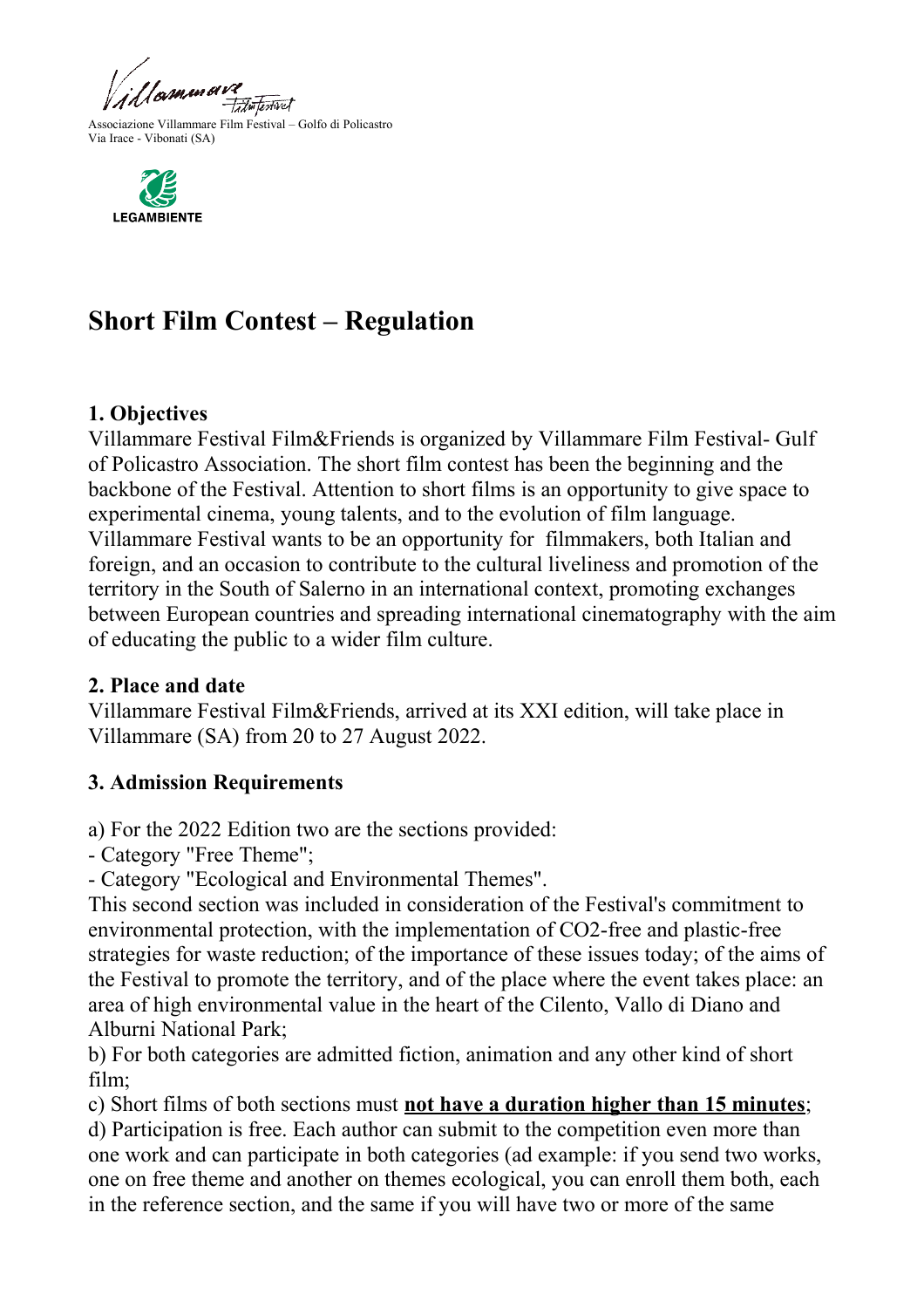Associazione Villammare Film Festival – Golfo di Policastro
Via Irace - Vibonati (SA)

LEGAMBIENTE

# Short Film Contest – Regulation

## 1. Objectives

Villammare Festival Film&Friends is organized by Villammare Film Festival- Gulf of Policastro Association. The short film contest has been the beginning and the backbone of the Festival. Attention to short films is an opportunity to give space to experimental cinema, young talents, and to the evolution of film language. Villammare Festival wants to be an opportunity for filmmakers, both Italian and foreign, and an occasion to contribute to the cultural liveliness and promotion of the territory in the South of Salerno in an international context, promoting exchanges between European countries and spreading international cinematography with the aim of educating the public to a wider film culture.

## 2. Place and date

Villammare Festival Film&Friends, arrived at its XXI edition, will take place in Villammare (SA) from 20 to 27 August 2022.

## 3. Admission Requirements

a) For the 2022 Edition two are the sections provided:
- Category "Free Theme";
- Category "Ecological and Environmental Themes".

This second section was included in consideration of the Festival's commitment to environmental protection, with the implementation of $CO_2$-free and plastic-free strategies for waste reduction; of the importance of these issues today; of the aims of the Festival to promote the territory, and of the place where the event takes place: an area of high environmental value in the heart of the Cilento, Vallo di Diano and Alburni National Park;

b) For both categories are admitted fiction, animation and any other kind of short film;

c) Short films of both sections must **not have a duration higher than 15 minutes**;

d) Participation is free. Each author can submit to the competition even more than one work and can participate in both categories (ad example: if you send two works, one on free theme and another on themes ecological, you can enroll them both, each in the reference section, and the same if you will have two or more of the same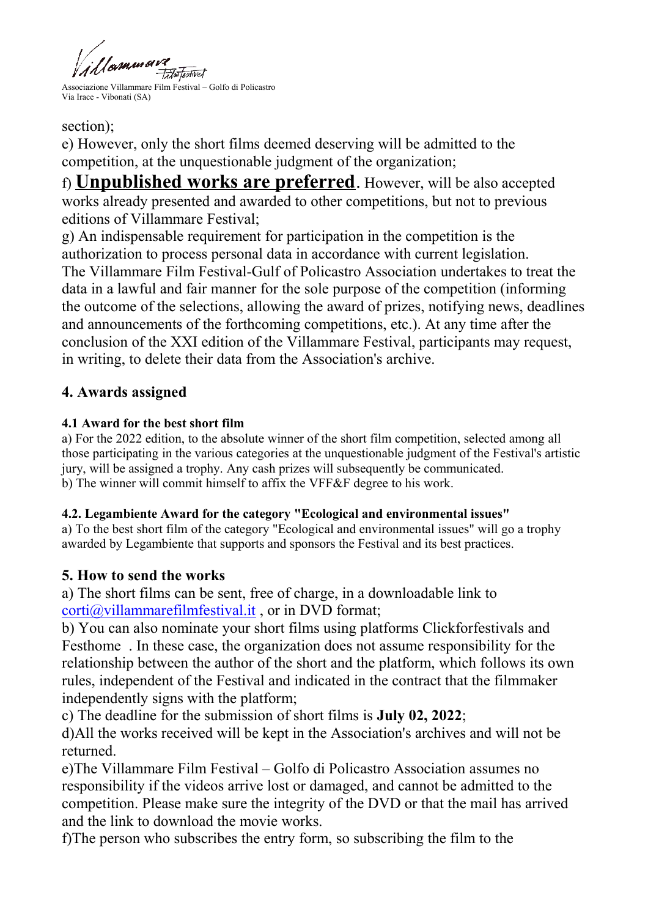section);

e) However, only the short films deemed deserving will be admitted to the competition, at the unquestionable judgment of the organization;

f) **Unpublished works are preferred**. However, will be also accepted works already presented and awarded to other competitions, but not to previous editions of Villammare Festival;

g) An indispensable requirement for participation in the competition is the authorization to process personal data in accordance with current legislation. The Villammare Film Festival-Gulf of Policastro Association undertakes to treat the data in a lawful and fair manner for the sole purpose of the competition (informing the outcome of the selections, allowing the award of prizes, notifying news, deadlines and announcements of the forthcoming competitions, etc.). At any time after the conclusion of the XXI edition of the Villammare Festival, participants may request, in writing, to delete their data from the Association's archive.

## 4. Awards assigned

### 4.1 Award for the best short film

a) For the 2022 edition, to the absolute winner of the short film competition, selected among all those participating in the various categories at the unquestionable judgment of the Festival's artistic jury, will be assigned a trophy. Any cash prizes will subsequently be communicated.

b) The winner will commit himself to affix the VFF&F degree to his work.

### 4.2. Legambiente Award for the category "Ecological and environmental issues"

a) To the best short film of the category "Ecological and environmental issues" will go a trophy awarded by Legambiente that supports and sponsors the Festival and its best practices.

## 5. How to send the works

a) The short films can be sent, free of charge, in a downloadable link to corti@villammarefilmfestival.it , or in DVD format;

b) You can also nominate your short films using platforms Clickforfestivals and Festhome . In these case, the organization does not assume responsibility for the relationship between the author of the short and the platform, which follows its own rules, independent of the Festival and indicated in the contract that the filmmaker independently signs with the platform;

c) The deadline for the submission of short films is **July 02, 2022**;

d)All the works received will be kept in the Association's archives and will not be returned.

e)The Villammare Film Festival – Golfo di Policastro Association assumes no responsibility if the videos arrive lost or damaged, and cannot be admitted to the competition. Please make sure the integrity of the DVD or that the mail has arrived and the link to download the movie works.

f)The person who subscribes the entry form, so subscribing the film to the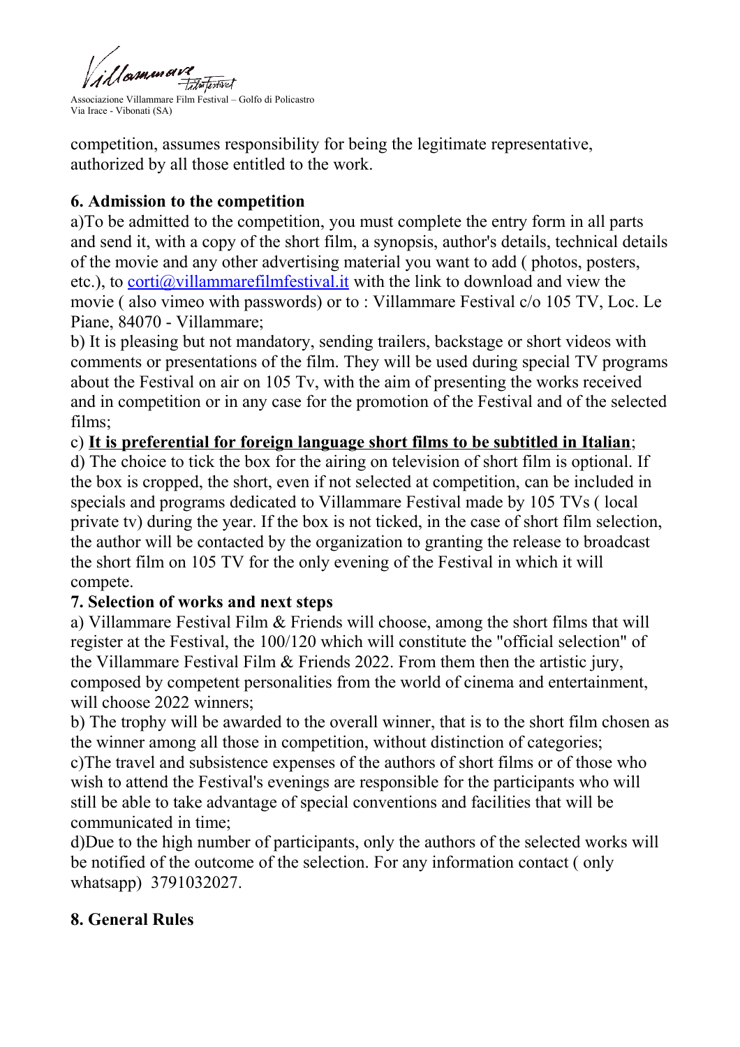competition, assumes responsibility for being the legitimate representative, authorized by all those entitled to the work.

**6. Admission to the competition**

a)To be admitted to the competition, you must complete the entry form in all parts and send it, with a copy of the short film, a synopsis, author's details, technical details of the movie and any other advertising material you want to add ( photos, posters, etc.), to corti@villammarefilmfestival.it with the link to download and view the movie ( also vimeo with passwords) or to : Villammare Festival c/o 105 TV, Loc. Le Piane, 84070 - Villammare;

b) It is pleasing but not mandatory, sending trailers, backstage or short videos with comments or presentations of the film. They will be used during special TV programs about the Festival on air on 105 Tv, with the aim of presenting the works received and in competition or in any case for the promotion of the Festival and of the selected films;

c) **It is preferential for foreign language short films to be subtitled in Italian**;

d) The choice to tick the box for the airing on television of short film is optional. If the box is cropped, the short, even if not selected at competition, can be included in specials and programs dedicated to Villammare Festival made by 105 TVs ( local private tv) during the year. If the box is not ticked, in the case of short film selection, the author will be contacted by the organization to granting the release to broadcast the short film on 105 TV for the only evening of the Festival in which it will compete.

**7. Selection of works and next steps**

a) Villammare Festival Film & Friends will choose, among the short films that will register at the Festival, the 100/120 which will constitute the "official selection" of the Villammare Festival Film & Friends 2022. From them then the artistic jury, composed by competent personalities from the world of cinema and entertainment, will choose 2022 winners;

b) The trophy will be awarded to the overall winner, that is to the short film chosen as the winner among all those in competition, without distinction of categories;

c)The travel and subsistence expenses of the authors of short films or of those who wish to attend the Festival's evenings are responsible for the participants who will still be able to take advantage of special conventions and facilities that will be communicated in time;

d)Due to the high number of participants, only the authors of the selected works will be notified of the outcome of the selection. For any information contact ( only whatsapp) 3791032027.

**8. General Rules**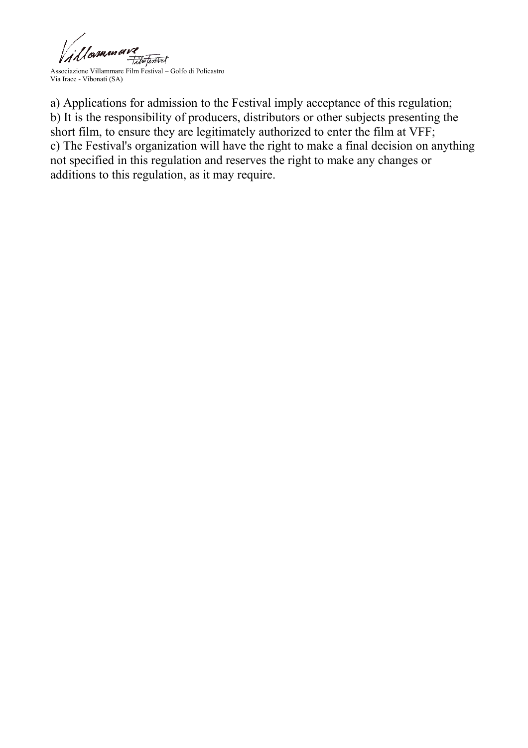a) Applications for admission to the Festival imply acceptance of this regulation;
b) It is the responsibility of producers, distributors or other subjects presenting the short film, to ensure they are legitimately authorized to enter the film at VFF;
c) The Festival's organization will have the right to make a final decision on anything not specified in this regulation and reserves the right to make any changes or additions to this regulation, as it may require.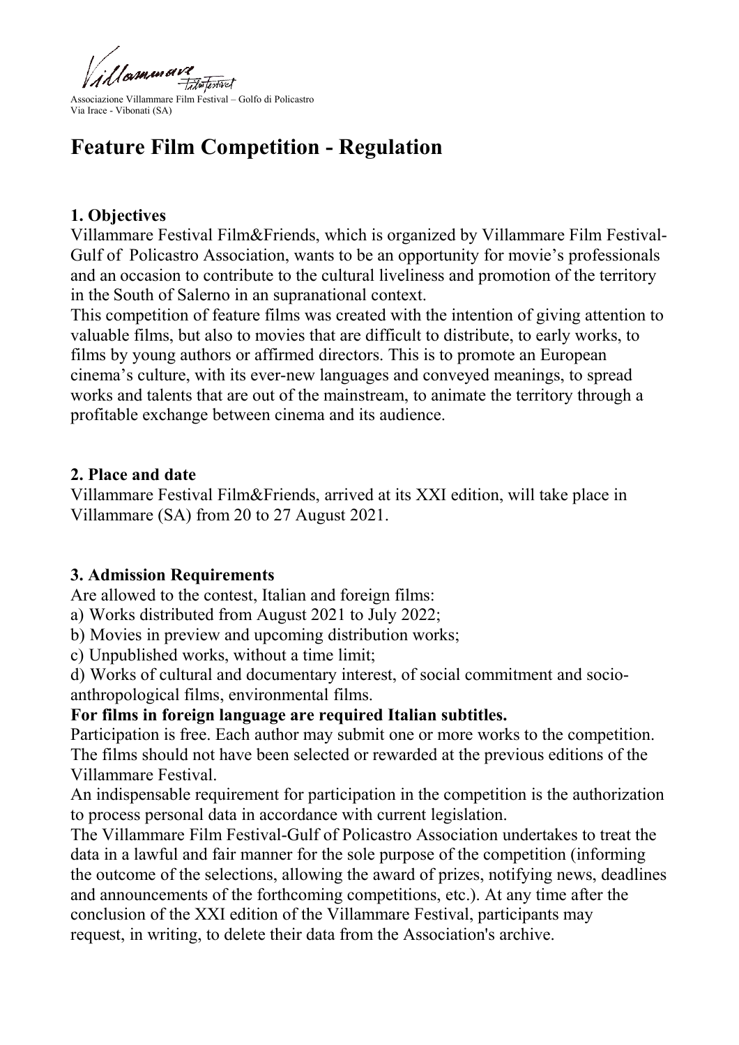Associazione Villammare Film Festival – Golfo di Policastro
Via Irace - Vibonati (SA)

# Feature Film Competition - Regulation

### 1. Objectives

Villammare Festival Film&Friends, which is organized by Villammare Film Festival-Gulf of Policastro Association, wants to be an opportunity for movie's professionals and an occasion to contribute to the cultural liveliness and promotion of the territory in the South of Salerno in an supranational context.

This competition of feature films was created with the intention of giving attention to valuable films, but also to movies that are difficult to distribute, to early works, to films by young authors or affirmed directors. This is to promote an European cinema's culture, with its ever-new languages and conveyed meanings, to spread works and talents that are out of the mainstream, to animate the territory through a profitable exchange between cinema and its audience.

### 2. Place and date

Villammare Festival Film&Friends, arrived at its XXI edition, will take place in Villammare (SA) from 20 to 27 August 2021.

### 3. Admission Requirements

Are allowed to the contest, Italian and foreign films:

a) Works distributed from August 2021 to July 2022;

b) Movies in preview and upcoming distribution works;

c) Unpublished works, without a time limit;

d) Works of cultural and documentary interest, of social commitment and socio-anthropological films, environmental films.

**For films in foreign language are required Italian subtitles.**

Participation is free. Each author may submit one or more works to the competition. The films should not have been selected or rewarded at the previous editions of the Villammare Festival.

An indispensable requirement for participation in the competition is the authorization to process personal data in accordance with current legislation.

The Villammare Film Festival-Gulf of Policastro Association undertakes to treat the data in a lawful and fair manner for the sole purpose of the competition (informing the outcome of the selections, allowing the award of prizes, notifying news, deadlines and announcements of the forthcoming competitions, etc.). At any time after the conclusion of the XXI edition of the Villammare Festival, participants may request, in writing, to delete their data from the Association's archive.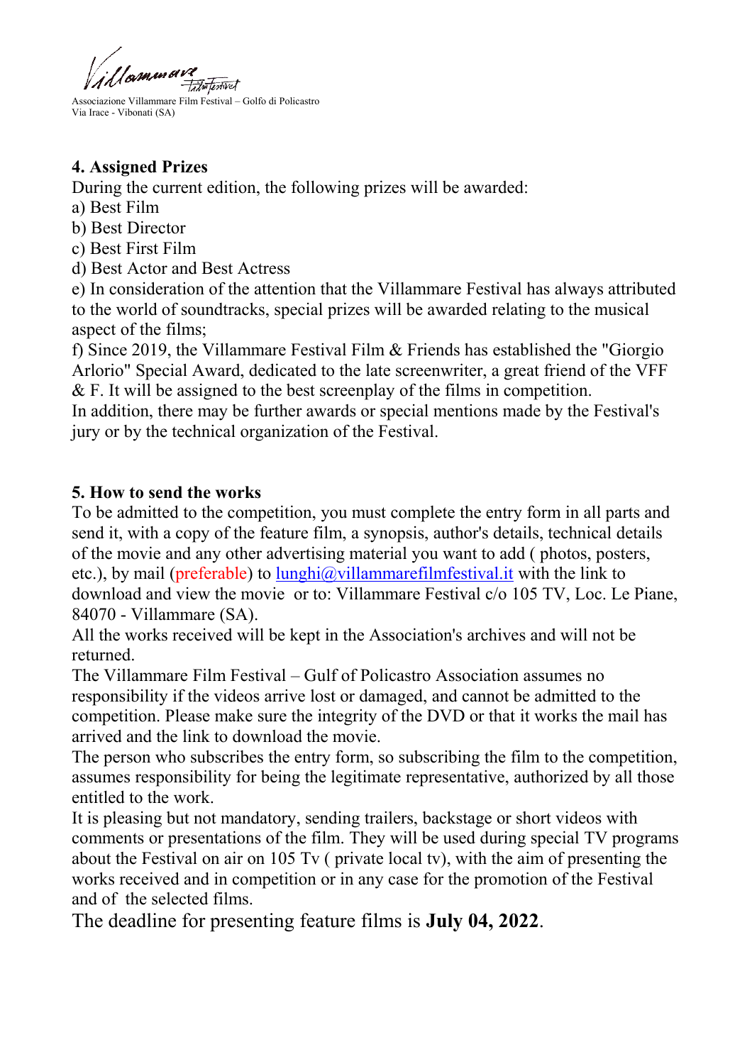## 4. Assigned Prizes

During the current edition, the following prizes will be awarded:

a) Best Film
b) Best Director
c) Best First Film
d) Best Actor and Best Actress
e) In consideration of the attention that the Villammare Festival has always attributed to the world of soundtracks, special prizes will be awarded relating to the musical aspect of the films;
f) Since 2019, the Villammare Festival Film & Friends has established the "Giorgio Arlorio" Special Award, dedicated to the late screenwriter, a great friend of the VFF & F. It will be assigned to the best screenplay of the films in competition.

In addition, there may be further awards or special mentions made by the Festival's jury or by the technical organization of the Festival.

## 5. How to send the works

To be admitted to the competition, you must complete the entry form in all parts and send it, with a copy of the feature film, a synopsis, author's details, technical details of the movie and any other advertising material you want to add ( photos, posters, etc.), by mail (preferable) to lunghi@villammarefilmfestival.it with the link to download and view the movie or to: Villammare Festival c/o 105 TV, Loc. Le Piane, 84070 - Villammare (SA).

All the works received will be kept in the Association's archives and will not be returned.

The Villammare Film Festival – Gulf of Policastro Association assumes no responsibility if the videos arrive lost or damaged, and cannot be admitted to the competition. Please make sure the integrity of the DVD or that it works the mail has arrived and the link to download the movie.

The person who subscribes the entry form, so subscribing the film to the competition, assumes responsibility for being the legitimate representative, authorized by all those entitled to the work.

It is pleasing but not mandatory, sending trailers, backstage or short videos with comments or presentations of the film. They will be used during special TV programs about the Festival on air on 105 Tv ( private local tv), with the aim of presenting the works received and in competition or in any case for the promotion of the Festival and of the selected films.

The deadline for presenting feature films is **July 04, 2022**.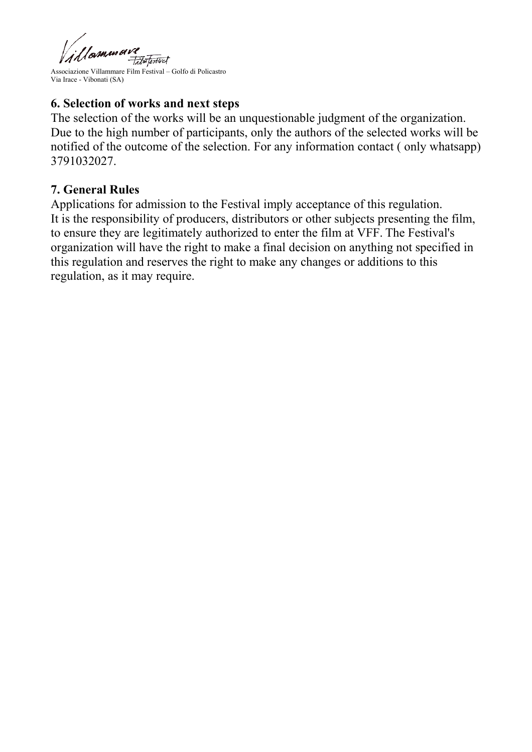## 6. Selection of works and next steps

The selection of the works will be an unquestionable judgment of the organization. Due to the high number of participants, only the authors of the selected works will be notified of the outcome of the selection. For any information contact ( only whatsapp) 3791032027.

## 7. General Rules

Applications for admission to the Festival imply acceptance of this regulation.
It is the responsibility of producers, distributors or other subjects presenting the film, to ensure they are legitimately authorized to enter the film at VFF. The Festival's organization will have the right to make a final decision on anything not specified in this regulation and reserves the right to make any changes or additions to this regulation, as it may require.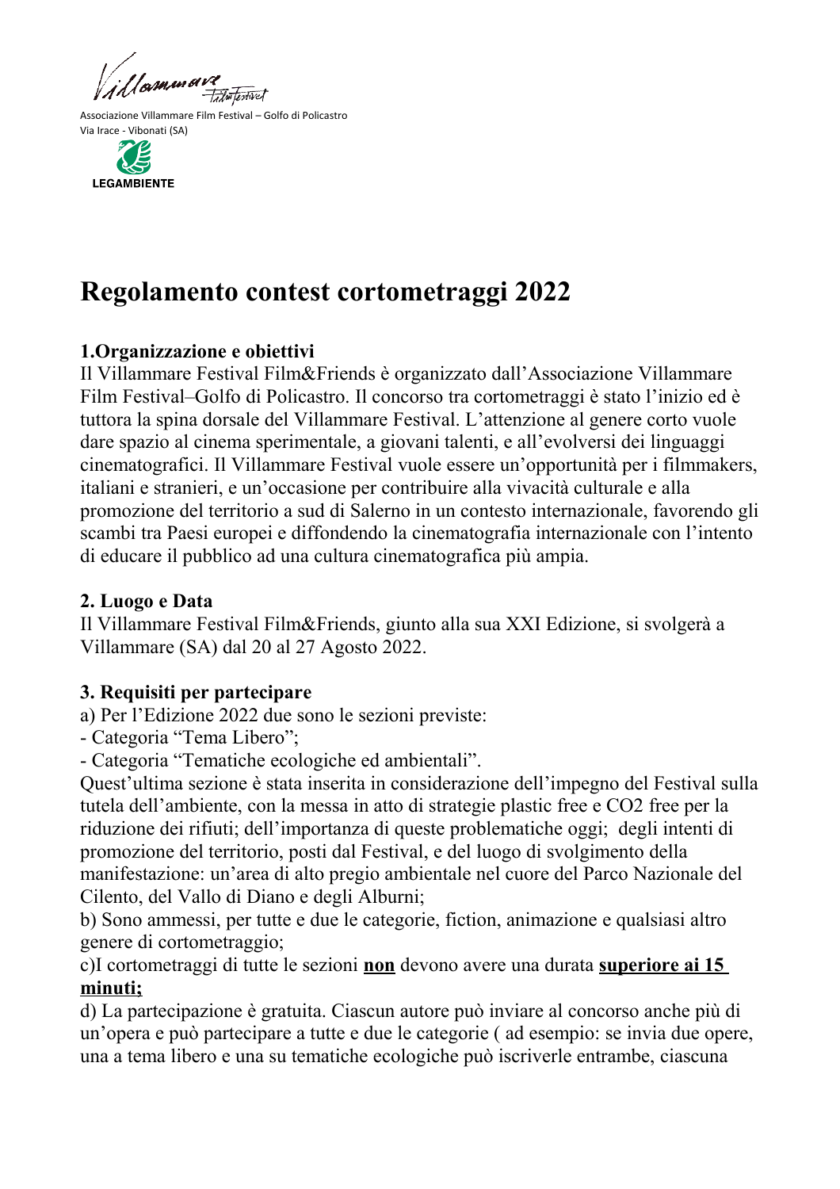Associazione Villammare Film Festival – Golfo di Policastro
Via Irace - Vibonati (SA)

LEGAMBIENTE

# Regolamento contest cortometraggi 2022

## 1.Organizzazione e obiettivi

Il Villammare Festival Film&Friends è organizzato dall'Associazione Villammare Film Festival–Golfo di Policastro. Il concorso tra cortometraggi è stato l'inizio ed è tuttora la spina dorsale del Villammare Festival. L'attenzione al genere corto vuole dare spazio al cinema sperimentale, a giovani talenti, e all'evolversi dei linguaggi cinematografici. Il Villammare Festival vuole essere un'opportunità per i filmmakers, italiani e stranieri, e un'occasione per contribuire alla vivacità culturale e alla promozione del territorio a sud di Salerno in un contesto internazionale, favorendo gli scambi tra Paesi europei e diffondendo la cinematografia internazionale con l'intento di educare il pubblico ad una cultura cinematografica più ampia.

## 2. Luogo e Data

Il Villammare Festival Film&Friends, giunto alla sua XXI Edizione, si svolgerà a Villammare (SA) dal 20 al 27 Agosto 2022.

## 3. Requisiti per partecipare

a) Per l'Edizione 2022 due sono le sezioni previste:
- Categoria "Tema Libero";
- Categoria "Tematiche ecologiche ed ambientali".

Quest'ultima sezione è stata inserita in considerazione dell'impegno del Festival sulla tutela dell'ambiente, con la messa in atto di strategie plastic free e $CO_2$ free per la riduzione dei rifiuti; dell'importanza di queste problematiche oggi; degli intenti di promozione del territorio, posti dal Festival, e del luogo di svolgimento della manifestazione: un'area di alto pregio ambientale nel cuore del Parco Nazionale del Cilento, del Vallo di Diano e degli Alburni;

b) Sono ammessi, per tutte e due le categorie, fiction, animazione e qualsiasi altro genere di cortometraggio;

c)I cortometraggi di tutte le sezioni **non** devono avere una durata **superiore ai 15 minuti;**

d) La partecipazione è gratuita. Ciascun autore può inviare al concorso anche più di un'opera e può partecipare a tutte e due le categorie ( ad esempio: se invia due opere, una a tema libero e una su tematiche ecologiche può iscriverle entrambe, ciascuna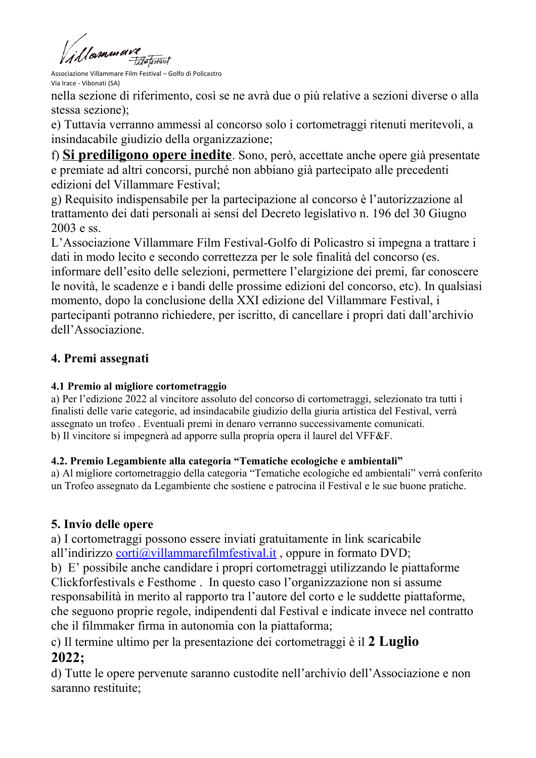nella sezione di riferimento, così se ne avrà due o più relative a sezioni diverse o alla stessa sezione);

e) Tuttavia verranno ammessi al concorso solo i cortometraggi ritenuti meritevoli, a insindacabile giudizio della organizzazione;

f) **Si prediligono opere inedite**. Sono, però, accettate anche opere già presentate e premiate ad altri concorsi, purché non abbiano già partecipato alle precedenti edizioni del Villammare Festival;

g) Requisito indispensabile per la partecipazione al concorso è l'autorizzazione al trattamento dei dati personali ai sensi del Decreto legislativo n. 196 del 30 Giugno 2003 e ss.

L'Associazione Villammare Film Festival-Golfo di Policastro si impegna a trattare i dati in modo lecito e secondo correttezza per le sole finalità del concorso (es. informare dell'esito delle selezioni, permettere l'elargizione dei premi, far conoscere le novità, le scadenze e i bandi delle prossime edizioni del concorso, etc). In qualsiasi momento, dopo la conclusione della XXI edizione del Villammare Festival, i partecipanti potranno richiedere, per iscritto, di cancellare i propri dati dall'archivio dell'Associazione.

## 4. Premi assegnati

### 4.1 Premio al migliore cortometraggio

a) Per l'edizione 2022 al vincitore assoluto del concorso di cortometraggi, selezionato tra tutti i finalisti delle varie categorie, ad insindacabile giudizio della giuria artistica del Festival, verrà assegnato un trofeo . Eventuali premi in denaro verranno successivamente comunicati.

b) Il vincitore si impegnerà ad apporre sulla propria opera il laurel del VFF&F.

### 4.2. Premio Legambiente alla categoria "Tematiche ecologiche e ambientali"

a) Al migliore cortometraggio della categoria "Tematiche ecologiche ed ambientali" verrà conferito un Trofeo assegnato da Legambiente che sostiene e patrocina il Festival e le sue buone pratiche.

## 5. Invio delle opere

a) I cortometraggi possono essere inviati gratuitamente in link scaricabile all'indirizzo corti@villammarefilmfestival.it , oppure in formato DVD;

b) E' possibile anche candidare i propri cortometraggi utilizzando le piattaforme Clickforfestivals e Festhome . In questo caso l'organizzazione non si assume responsabilità in merito al rapporto tra l'autore del corto e le suddette piattaforme, che seguono proprie regole, indipendenti dal Festival e indicate invece nel contratto che il filmmaker firma in autonomia con la piattaforma;

c) Il termine ultimo per la presentazione dei cortometraggi è il **2 Luglio 2022;**

d) Tutte le opere pervenute saranno custodite nell'archivio dell'Associazione e non saranno restituite;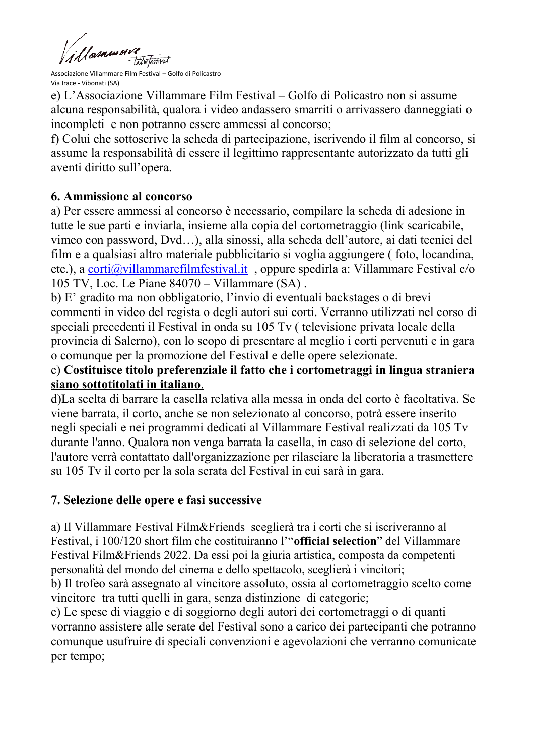e) L'Associazione Villammare Film Festival – Golfo di Policastro non si assume alcuna responsabilità, qualora i video andassero smarriti o arrivassero danneggiati o incompleti  e non potranno essere ammessi al concorso;

f) Colui che sottoscrive la scheda di partecipazione, iscrivendo il film al concorso, si assume la responsabilità di essere il legittimo rappresentante autorizzato da tutti gli aventi diritto sull'opera.

## 6. Ammissione al concorso

a) Per essere ammessi al concorso è necessario, compilare la scheda di adesione in tutte le sue parti e inviarla, insieme alla copia del cortometraggio (link scaricabile, vimeo con password, Dvd…), alla sinossi, alla scheda dell'autore, ai dati tecnici del film e a qualsiasi altro materiale pubblicitario si voglia aggiungere ( foto, locandina, etc.), a corti@villammarefilmfestival.it , oppure spedirla a: Villammare Festival c/o 105 TV, Loc. Le Piane 84070 – Villammare (SA) .

b) E' gradito ma non obbligatorio, l'invio di eventuali backstages o di brevi commenti in video del regista o degli autori sui corti. Verranno utilizzati nel corso di speciali precedenti il Festival in onda su 105 Tv ( televisione privata locale della provincia di Salerno), con lo scopo di presentare al meglio i corti pervenuti e in gara o comunque per la promozione del Festival e delle opere selezionate.

c) **<u>Costituisce titolo preferenziale il fatto che i cortometraggi in lingua straniera siano sottotitolati in italiano</u>**.

d)La scelta di barrare la casella relativa alla messa in onda del corto è facoltativa. Se viene barrata, il corto, anche se non selezionato al concorso, potrà essere inserito negli speciali e nei programmi dedicati al Villammare Festival realizzati da 105 Tv durante l'anno. Qualora non venga barrata la casella, in caso di selezione del corto, l'autore verrà contattato dall'organizzazione per rilasciare la liberatoria a trasmettere su 105 Tv il corto per la sola serata del Festival in cui sarà in gara.

## 7. Selezione delle opere e fasi successive

a) Il Villammare Festival Film&Friends  sceglierà tra i corti che si iscriveranno al Festival, i 100/120 short film che costituiranno l'"**official selection**" del Villammare Festival Film&Friends 2022. Da essi poi la giuria artistica, composta da competenti personalità del mondo del cinema e dello spettacolo, sceglierà i vincitori;

b) Il trofeo sarà assegnato al vincitore assoluto, ossia al cortometraggio scelto come vincitore  tra tutti quelli in gara, senza distinzione  di categorie;

c) Le spese di viaggio e di soggiorno degli autori dei cortometraggi o di quanti vorranno assistere alle serate del Festival sono a carico dei partecipanti che potranno comunque usufruire di speciali convenzioni e agevolazioni che verranno comunicate per tempo;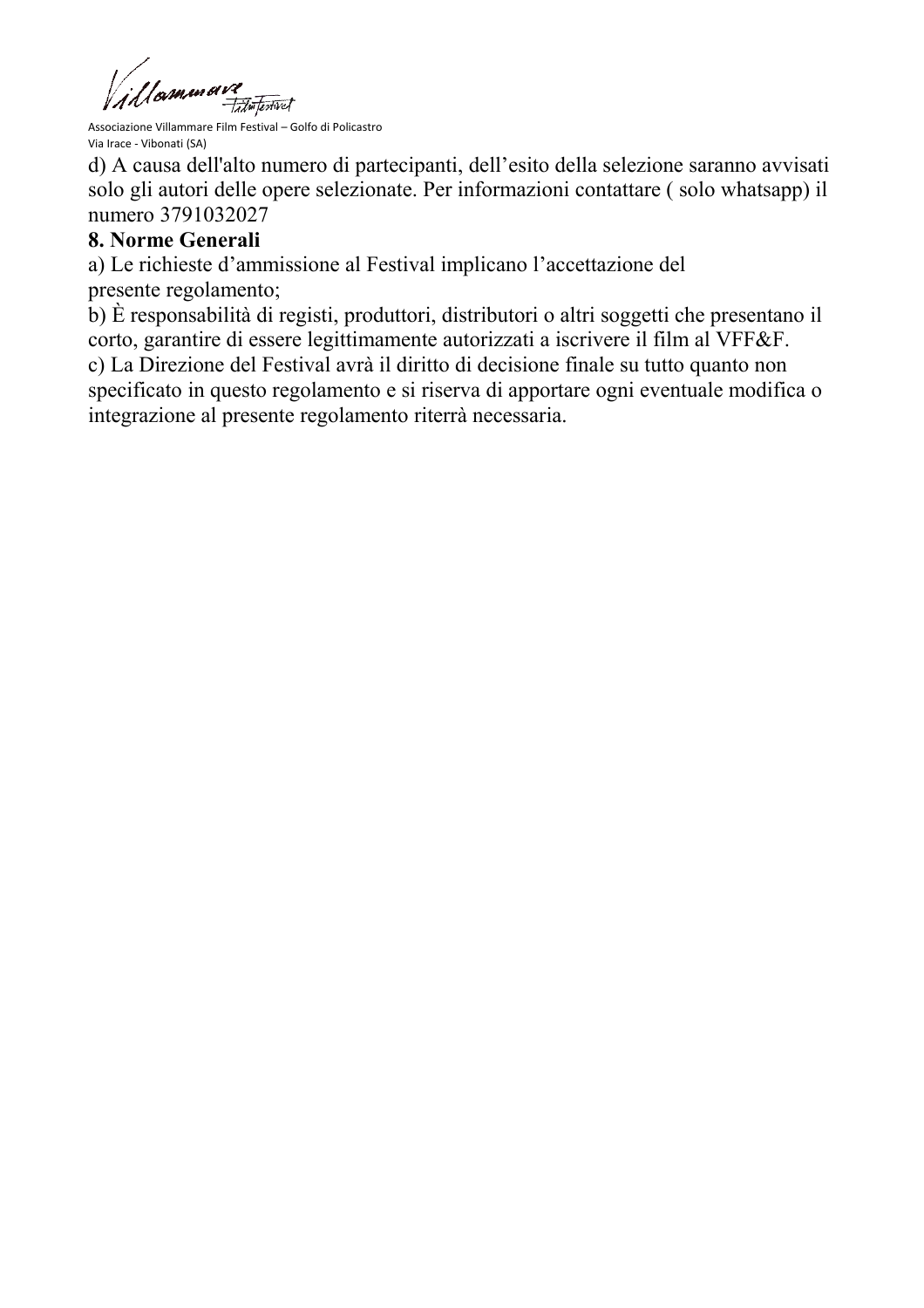d) A causa dell'alto numero di partecipanti, dell'esito della selezione saranno avvisati solo gli autori delle opere selezionate. Per informazioni contattare ( solo whatsapp) il numero 3791032027

**8. Norme Generali**

a) Le richieste d'ammissione al Festival implicano l'accettazione del presente regolamento;

b) È responsabilità di registi, produttori, distributori o altri soggetti che presentano il corto, garantire di essere legittimamente autorizzati a iscrivere il film al VFF&F.

c) La Direzione del Festival avrà il diritto di decisione finale su tutto quanto non specificato in questo regolamento e si riserva di apportare ogni eventuale modifica o integrazione al presente regolamento riterrà necessaria.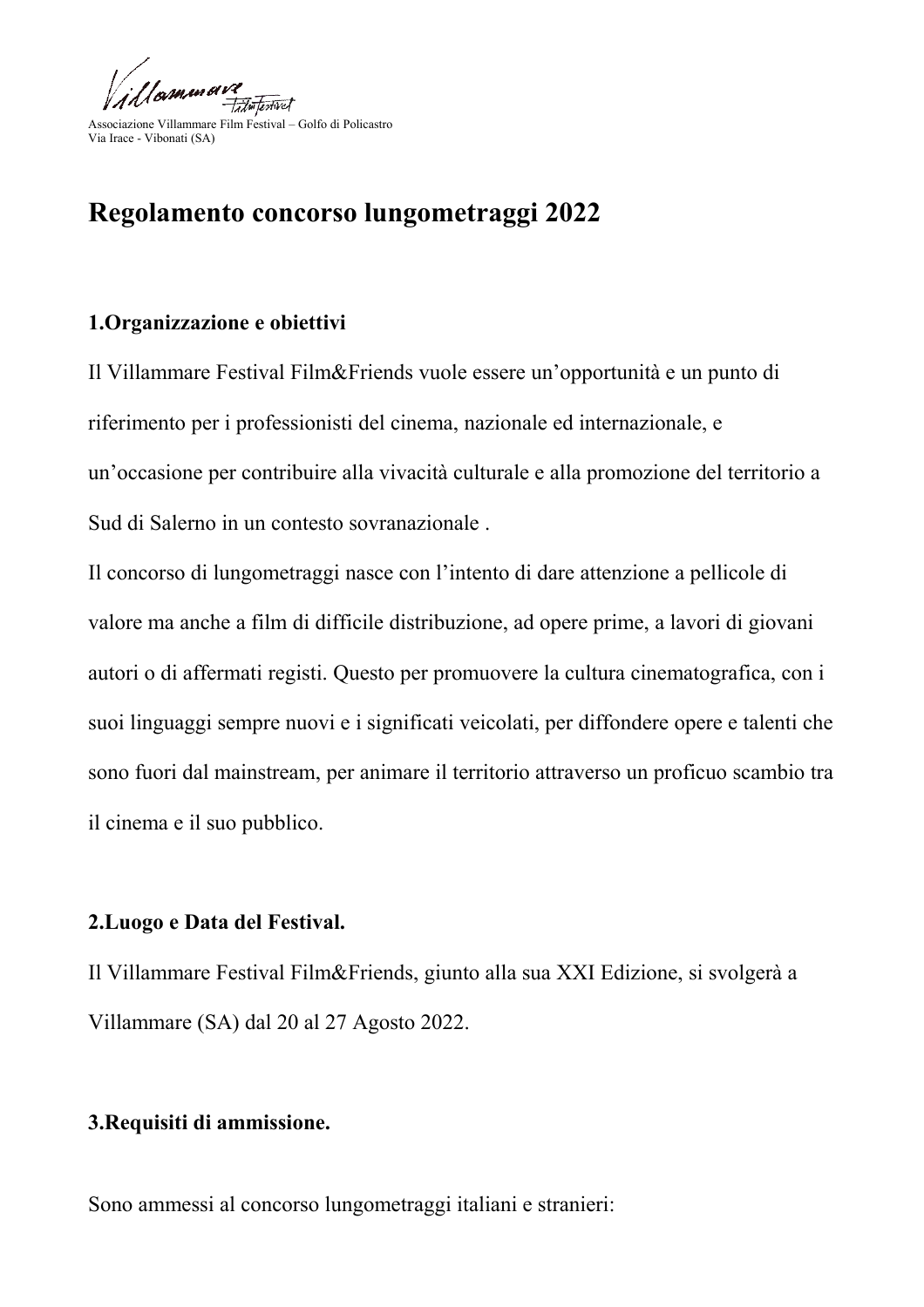Villammare Film Festival

Associazione Villammare Film Festival – Golfo di Policastro
Via Irace - Vibonati (SA)

# Regolamento concorso lungometraggi 2022

## 1.Organizzazione e obiettivi

Il Villammare Festival Film&Friends vuole essere un'opportunità e un punto di riferimento per i professionisti del cinema, nazionale ed internazionale, e un'occasione per contribuire alla vivacità culturale e alla promozione del territorio a Sud di Salerno in un contesto sovranazionale .

Il concorso di lungometraggi nasce con l'intento di dare attenzione a pellicole di valore ma anche a film di difficile distribuzione, ad opere prime, a lavori di giovani autori o di affermati registi. Questo per promuovere la cultura cinematografica, con i suoi linguaggi sempre nuovi e i significati veicolati, per diffondere opere e talenti che sono fuori dal mainstream, per animare il territorio attraverso un proficuo scambio tra il cinema e il suo pubblico.

## 2.Luogo e Data del Festival.

Il Villammare Festival Film&Friends, giunto alla sua XXI Edizione, si svolgerà a Villammare (SA) dal 20 al 27 Agosto 2022.

## 3.Requisiti di ammissione.

Sono ammessi al concorso lungometraggi italiani e stranieri: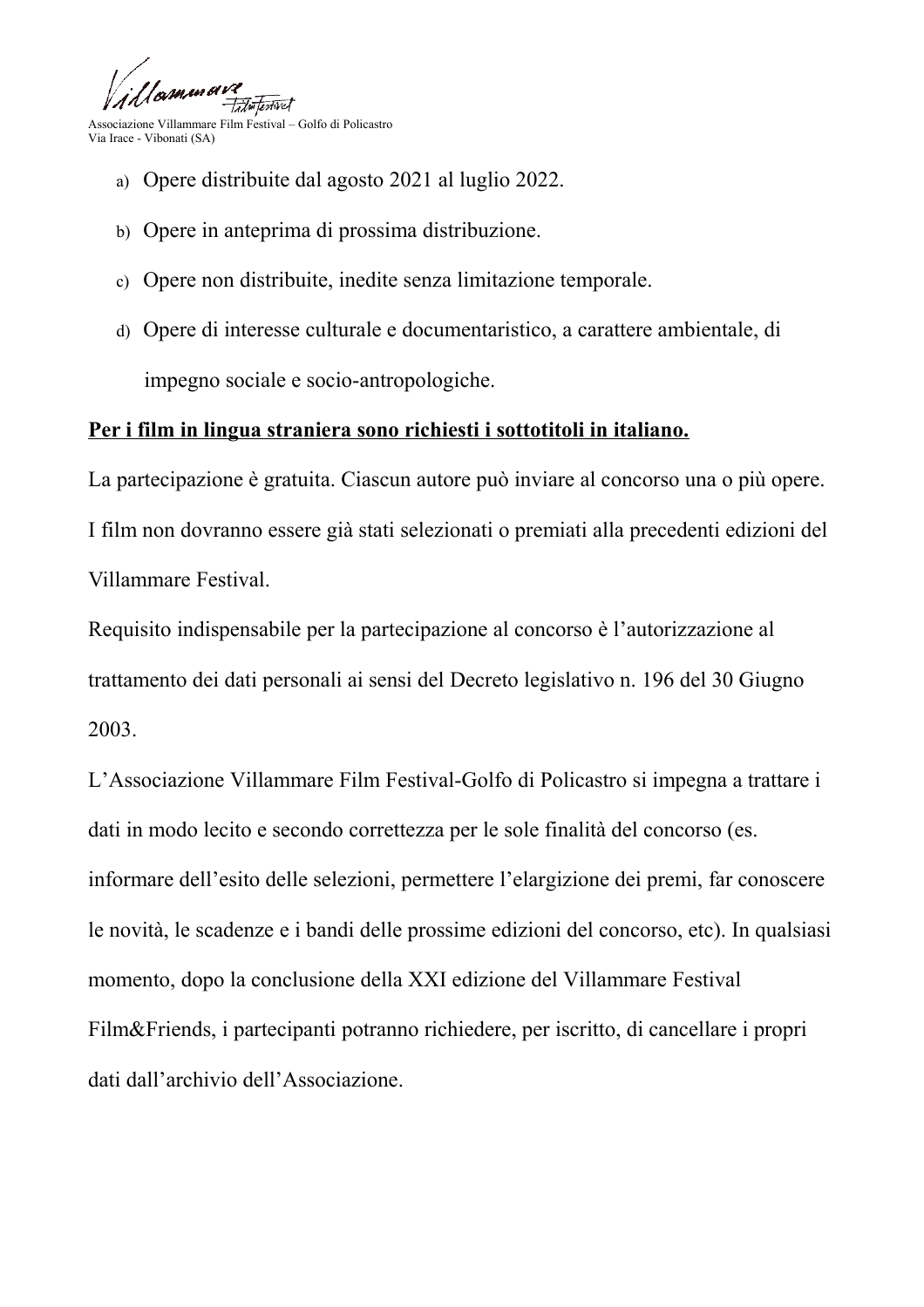a) Opere distribuite dal agosto 2021 al luglio 2022.

b) Opere in anteprima di prossima distribuzione.

c) Opere non distribuite, inedite senza limitazione temporale.

d) Opere di interesse culturale e documentaristico, a carattere ambientale, di impegno sociale e socio-antropologiche.

**Per i film in lingua straniera sono richiesti i sottotitoli in italiano.**

La partecipazione è gratuita. Ciascun autore può inviare al concorso una o più opere.

I film non dovranno essere già stati selezionati o premiati alla precedenti edizioni del Villammare Festival.

Requisito indispensabile per la partecipazione al concorso è l'autorizzazione al trattamento dei dati personali ai sensi del Decreto legislativo n. 196 del 30 Giugno 2003.

L'Associazione Villammare Film Festival-Golfo di Policastro si impegna a trattare i dati in modo lecito e secondo correttezza per le sole finalità del concorso (es. informare dell'esito delle selezioni, permettere l'elargizione dei premi, far conoscere le novità, le scadenze e i bandi delle prossime edizioni del concorso, etc). In qualsiasi momento, dopo la conclusione della XXI edizione del Villammare Festival Film&Friends, i partecipanti potranno richiedere, per iscritto, di cancellare i propri dati dall'archivio dell'Associazione.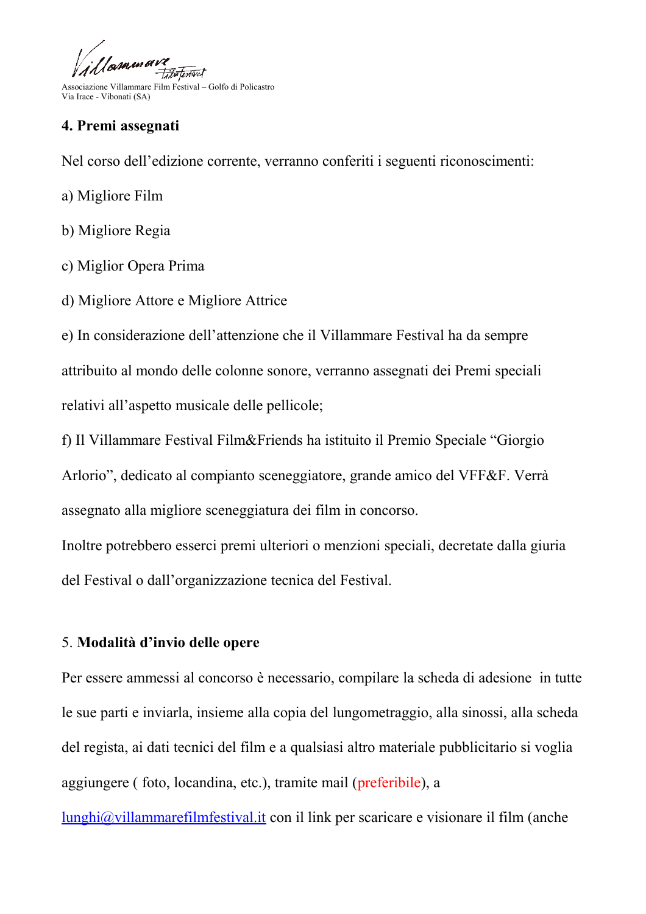## 4. Premi assegnati

Nel corso dell'edizione corrente, verranno conferiti i seguenti riconoscimenti:

a) Migliore Film

b) Migliore Regia

c) Miglior Opera Prima

d) Migliore Attore e Migliore Attrice

e) In considerazione dell'attenzione che il Villammare Festival ha da sempre attribuito al mondo delle colonne sonore, verranno assegnati dei Premi speciali relativi all'aspetto musicale delle pellicole;

f) Il Villammare Festival Film&Friends ha istituito il Premio Speciale "Giorgio Arlorio", dedicato al compianto sceneggiatore, grande amico del VFF&F. Verrà assegnato alla migliore sceneggiatura dei film in concorso.

Inoltre potrebbero esserci premi ulteriori o menzioni speciali, decretate dalla giuria del Festival o dall'organizzazione tecnica del Festival.

## 5. **Modalità d'invio delle opere**

Per essere ammessi al concorso è necessario, compilare la scheda di adesione in tutte le sue parti e inviarla, insieme alla copia del lungometraggio, alla sinossi, alla scheda del regista, ai dati tecnici del film e a qualsiasi altro materiale pubblicitario si voglia aggiungere ( foto, locandina, etc.), tramite mail (preferibile), a lunghi@villammarefilmfestival.it con il link per scaricare e visionare il film (anche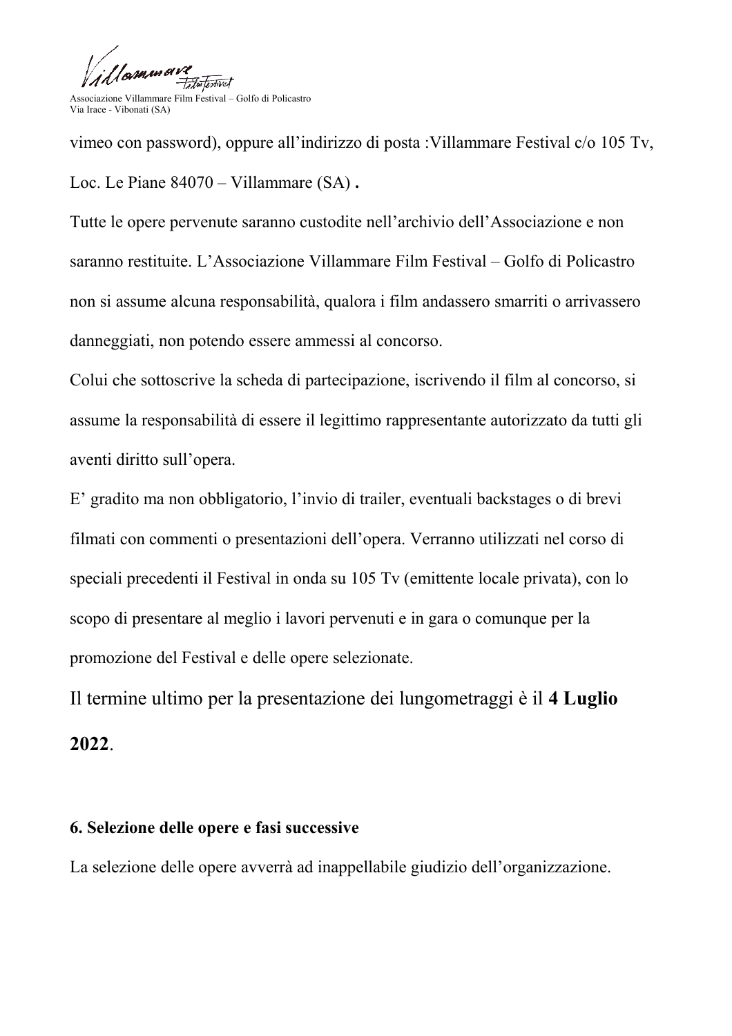vimeo con password), oppure all'indirizzo di posta :Villammare Festival c/o 105 Tv, Loc. Le Piane 84070 – Villammare (SA) **.**

Tutte le opere pervenute saranno custodite nell'archivio dell'Associazione e non saranno restituite. L'Associazione Villammare Film Festival – Golfo di Policastro non si assume alcuna responsabilità, qualora i film andassero smarriti o arrivassero danneggiati, non potendo essere ammessi al concorso.

Colui che sottoscrive la scheda di partecipazione, iscrivendo il film al concorso, si assume la responsabilità di essere il legittimo rappresentante autorizzato da tutti gli aventi diritto sull'opera.

E' gradito ma non obbligatorio, l'invio di trailer, eventuali backstages o di brevi filmati con commenti o presentazioni dell'opera. Verranno utilizzati nel corso di speciali precedenti il Festival in onda su 105 Tv (emittente locale privata), con lo scopo di presentare al meglio i lavori pervenuti e in gara o comunque per la promozione del Festival e delle opere selezionate.

Il termine ultimo per la presentazione dei lungometraggi è il **4 Luglio 2022**.

**6. Selezione delle opere e fasi successive**

La selezione delle opere avverrà ad inappellabile giudizio dell'organizzazione.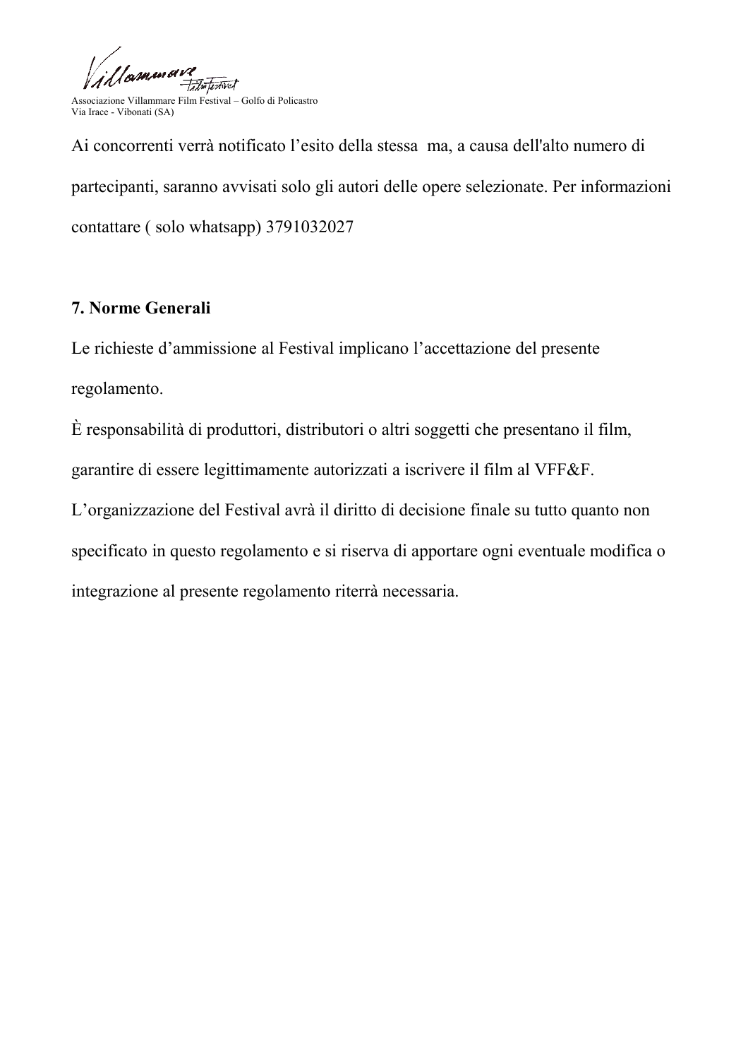Ai concorrenti verrà notificato l'esito della stessa  ma, a causa dell'alto numero di partecipanti, saranno avvisati solo gli autori delle opere selezionate. Per informazioni contattare ( solo whatsapp) 3791032027

**7. Norme Generali**

Le richieste d'ammissione al Festival implicano l'accettazione del presente regolamento.

È responsabilità di produttori, distributori o altri soggetti che presentano il film, garantire di essere legittimamente autorizzati a iscrivere il film al VFF&F.

L'organizzazione del Festival avrà il diritto di decisione finale su tutto quanto non specificato in questo regolamento e si riserva di apportare ogni eventuale modifica o integrazione al presente regolamento riterrà necessaria.